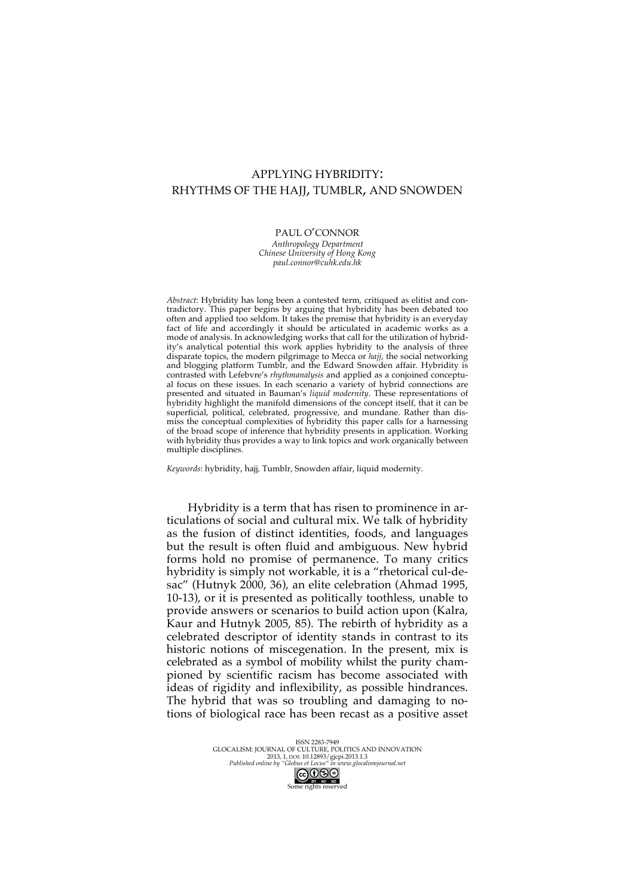# APPLYING HYBRIDITY:
# RHYTHMS OF THE HAJJ, TUMBLR, AND SNOWDEN

PAUL O'CONNOR

*Anthropology Department*
*Chinese University of Hong Kong*
*paul.connor@cuhk.edu.hk*

*Abstract*: Hybridity has long been a contested term, critiqued as elitist and contradictory. This paper begins by arguing that hybridity has been debated too often and applied too seldom. It takes the premise that hybridity is an everyday fact of life and accordingly it should be articulated in academic works as a mode of analysis. In acknowledging works that call for the utilization of hybridity's analytical potential this work applies hybridity to the analysis of three disparate topics, the modern pilgrimage to Mecca or *hajj*, the social networking and blogging platform Tumblr, and the Edward Snowden affair. Hybridity is contrasted with Lefebvre's *rhythmanalysis* and applied as a conjoined conceptual focus on these issues. In each scenario a variety of hybrid connections are presented and situated in Bauman's *liquid modernity*. These representations of hybridity highlight the manifold dimensions of the concept itself, that it can be superficial, political, celebrated, progressive, and mundane. Rather than dismiss the conceptual complexities of hybridity this paper calls for a harnessing of the broad scope of inference that hybridity presents in application. Working with hybridity thus provides a way to link topics and work organically between multiple disciplines.

*Keywords*: hybridity, hajj, Tumblr, Snowden affair, liquid modernity.

Hybridity is a term that has risen to prominence in articulations of social and cultural mix. We talk of hybridity as the fusion of distinct identities, foods, and languages but the result is often fluid and ambiguous. New hybrid forms hold no promise of permanence. To many critics hybridity is simply not workable, it is a "rhetorical cul-de-sac" (Hutnyk 2000, 36), an elite celebration (Ahmad 1995, 10-13), or it is presented as politically toothless, unable to provide answers or scenarios to build action upon (Kalra, Kaur and Hutnyk 2005, 85). The rebirth of hybridity as a celebrated descriptor of identity stands in contrast to its historic notions of miscegenation. In the present, mix is celebrated as a symbol of mobility whilst the purity championed by scientific racism has become associated with ideas of rigidity and inflexibility, as possible hindrances. The hybrid that was so troubling and damaging to notions of biological race has been recast as a positive asset

ISSN 2283-7949
GLOCALISM: JOURNAL OF CULTURE, POLITICS AND INNOVATION
2013, 1, DOI: 10.12893/gjcpi.2013.1.3
*Published online by "Globus et Locus" in www.glocalismjournal.net*
Some rights reserved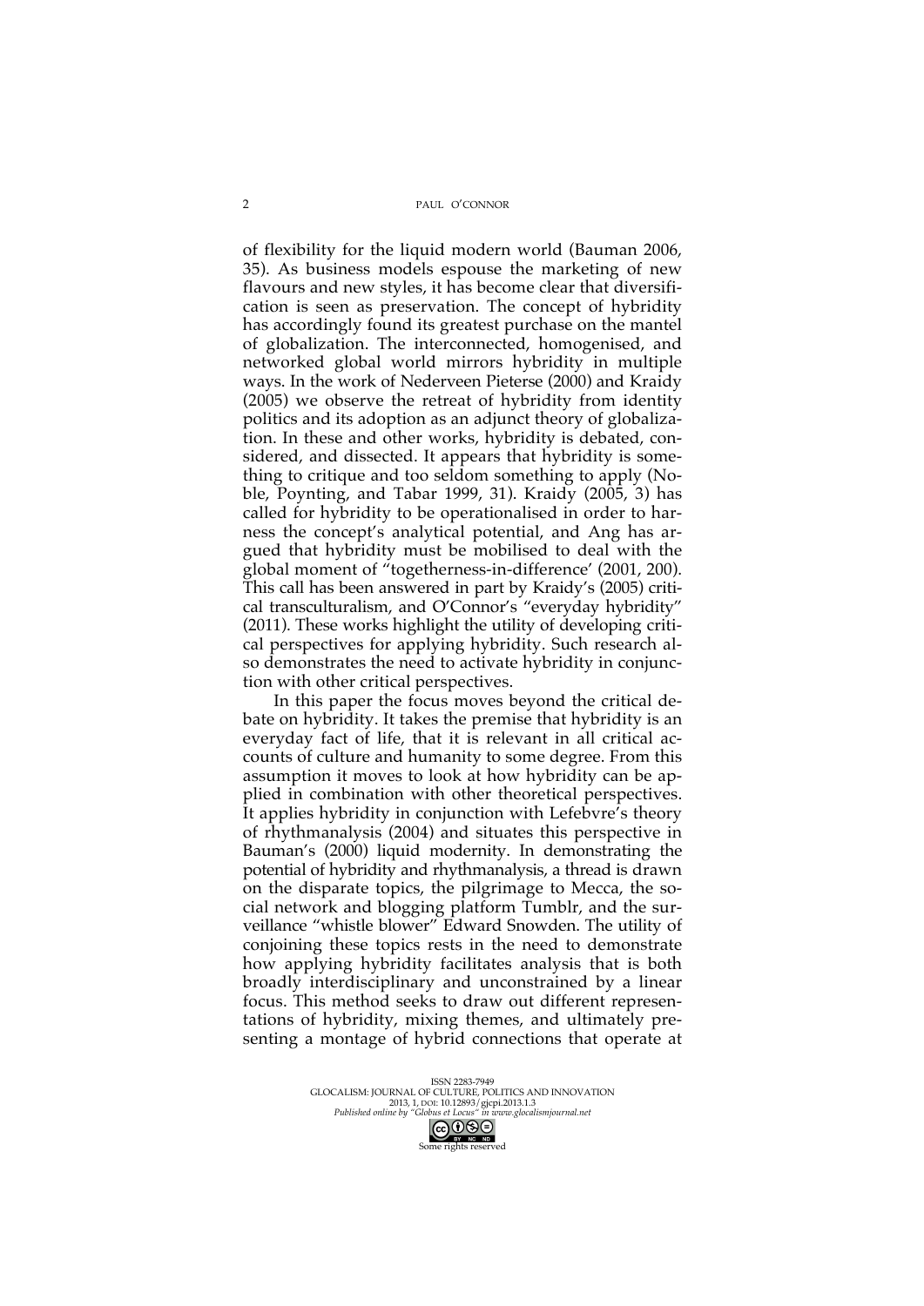of flexibility for the liquid modern world (Bauman 2006, 35). As business models espouse the marketing of new flavours and new styles, it has become clear that diversification is seen as preservation. The concept of hybridity has accordingly found its greatest purchase on the mantel of globalization. The interconnected, homogenised, and networked global world mirrors hybridity in multiple ways. In the work of Nederveen Pieterse (2000) and Kraidy (2005) we observe the retreat of hybridity from identity politics and its adoption as an adjunct theory of globalization. In these and other works, hybridity is debated, considered, and dissected. It appears that hybridity is something to critique and too seldom something to apply (Noble, Poynting, and Tabar 1999, 31). Kraidy (2005, 3) has called for hybridity to be operationalised in order to harness the concept's analytical potential, and Ang has argued that hybridity must be mobilised to deal with the global moment of "togetherness-in-difference' (2001, 200). This call has been answered in part by Kraidy's (2005) critical transculturalism, and O'Connor's "everyday hybridity" (2011). These works highlight the utility of developing critical perspectives for applying hybridity. Such research also demonstrates the need to activate hybridity in conjunction with other critical perspectives.

In this paper the focus moves beyond the critical debate on hybridity. It takes the premise that hybridity is an everyday fact of life, that it is relevant in all critical accounts of culture and humanity to some degree. From this assumption it moves to look at how hybridity can be applied in combination with other theoretical perspectives. It applies hybridity in conjunction with Lefebvre's theory of rhythmanalysis (2004) and situates this perspective in Bauman's (2000) liquid modernity. In demonstrating the potential of hybridity and rhythmanalysis, a thread is drawn on the disparate topics, the pilgrimage to Mecca, the social network and blogging platform Tumblr, and the surveillance "whistle blower" Edward Snowden. The utility of conjoining these topics rests in the need to demonstrate how applying hybridity facilitates analysis that is both broadly interdisciplinary and unconstrained by a linear focus. This method seeks to draw out different representations of hybridity, mixing themes, and ultimately presenting a montage of hybrid connections that operate at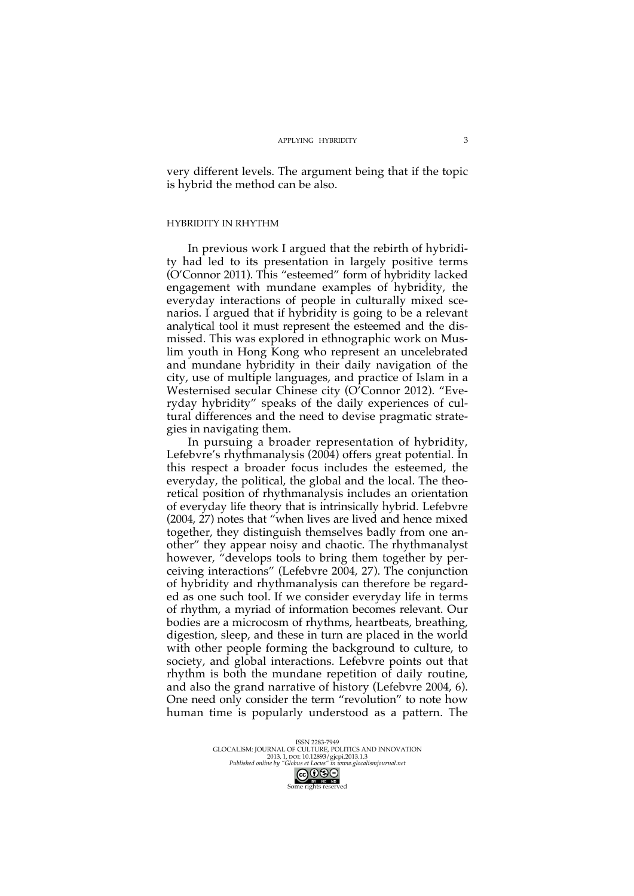very different levels. The argument being that if the topic is hybrid the method can be also.

## HYBRIDITY IN RHYTHM

In previous work I argued that the rebirth of hybridity had led to its presentation in largely positive terms (O'Connor 2011). This "esteemed" form of hybridity lacked engagement with mundane examples of hybridity, the everyday interactions of people in culturally mixed scenarios. I argued that if hybridity is going to be a relevant analytical tool it must represent the esteemed and the dismissed. This was explored in ethnographic work on Muslim youth in Hong Kong who represent an uncelebrated and mundane hybridity in their daily navigation of the city, use of multiple languages, and practice of Islam in a Westernised secular Chinese city (O'Connor 2012). "Everyday hybridity" speaks of the daily experiences of cultural differences and the need to devise pragmatic strategies in navigating them.

In pursuing a broader representation of hybridity, Lefebvre's rhythmanalysis (2004) offers great potential. In this respect a broader focus includes the esteemed, the everyday, the political, the global and the local. The theoretical position of rhythmanalysis includes an orientation of everyday life theory that is intrinsically hybrid. Lefebvre (2004, 27) notes that "when lives are lived and hence mixed together, they distinguish themselves badly from one another" they appear noisy and chaotic. The rhythmanalyst however, "develops tools to bring them together by perceiving interactions" (Lefebvre 2004, 27). The conjunction of hybridity and rhythmanalysis can therefore be regarded as one such tool. If we consider everyday life in terms of rhythm, a myriad of information becomes relevant. Our bodies are a microcosm of rhythms, heartbeats, breathing, digestion, sleep, and these in turn are placed in the world with other people forming the background to culture, to society, and global interactions. Lefebvre points out that rhythm is both the mundane repetition of daily routine, and also the grand narrative of history (Lefebvre 2004, 6). One need only consider the term "revolution" to note how human time is popularly understood as a pattern. The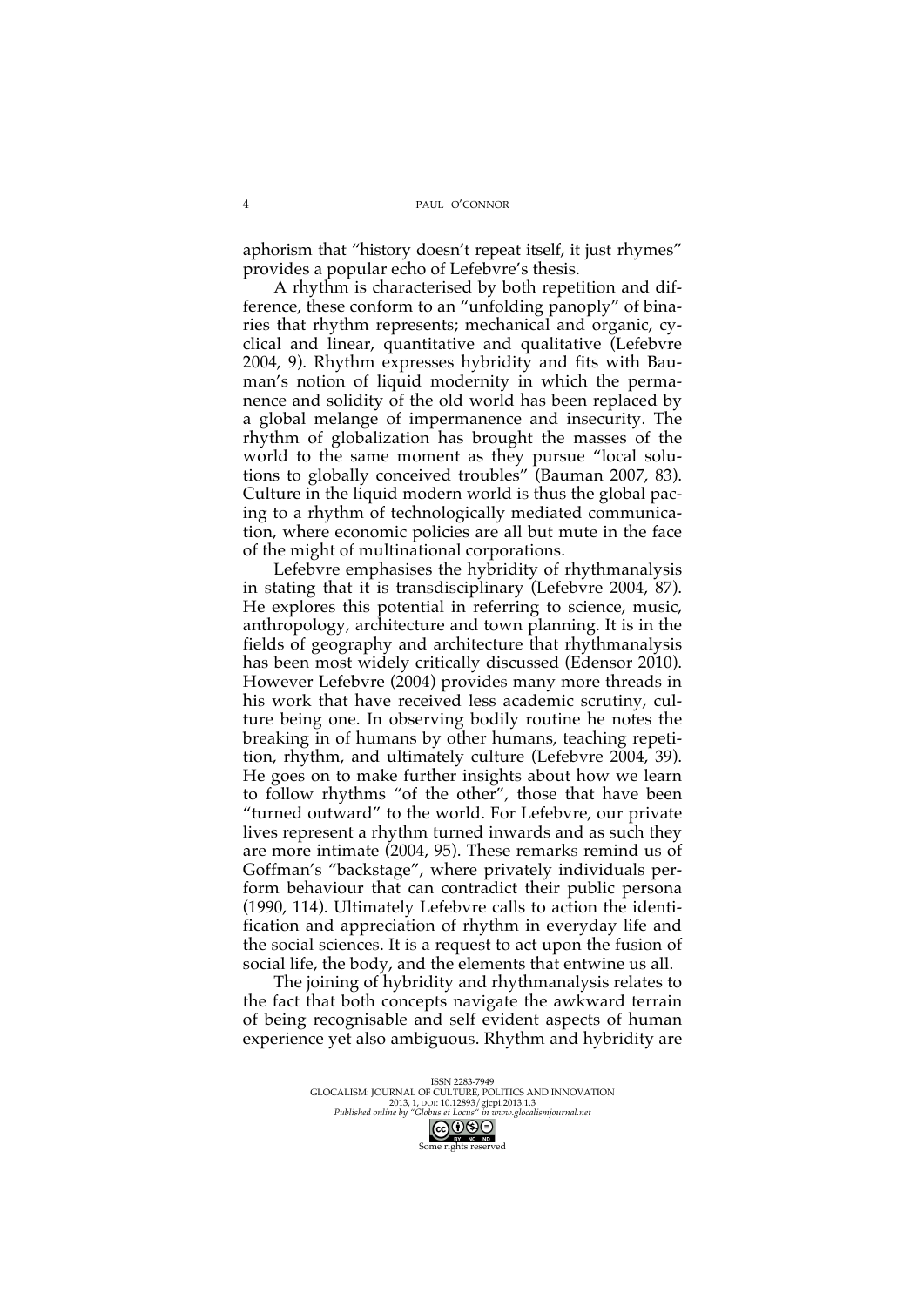aphorism that "history doesn't repeat itself, it just rhymes" provides a popular echo of Lefebvre's thesis.

A rhythm is characterised by both repetition and difference, these conform to an "unfolding panoply" of binaries that rhythm represents; mechanical and organic, cyclical and linear, quantitative and qualitative (Lefebvre 2004, 9). Rhythm expresses hybridity and fits with Bauman's notion of liquid modernity in which the permanence and solidity of the old world has been replaced by a global melange of impermanence and insecurity. The rhythm of globalization has brought the masses of the world to the same moment as they pursue "local solutions to globally conceived troubles" (Bauman 2007, 83). Culture in the liquid modern world is thus the global pacing to a rhythm of technologically mediated communication, where economic policies are all but mute in the face of the might of multinational corporations.

Lefebvre emphasises the hybridity of rhythmanalysis in stating that it is transdisciplinary (Lefebvre 2004, 87). He explores this potential in referring to science, music, anthropology, architecture and town planning. It is in the fields of geography and architecture that rhythmanalysis has been most widely critically discussed (Edensor 2010). However Lefebvre (2004) provides many more threads in his work that have received less academic scrutiny, culture being one. In observing bodily routine he notes the breaking in of humans by other humans, teaching repetition, rhythm, and ultimately culture (Lefebvre 2004, 39). He goes on to make further insights about how we learn to follow rhythms "of the other", those that have been "turned outward" to the world. For Lefebvre, our private lives represent a rhythm turned inwards and as such they are more intimate (2004, 95). These remarks remind us of Goffman's "backstage", where privately individuals perform behaviour that can contradict their public persona (1990, 114). Ultimately Lefebvre calls to action the identification and appreciation of rhythm in everyday life and the social sciences. It is a request to act upon the fusion of social life, the body, and the elements that entwine us all.

The joining of hybridity and rhythmanalysis relates to the fact that both concepts navigate the awkward terrain of being recognisable and self evident aspects of human experience yet also ambiguous. Rhythm and hybridity are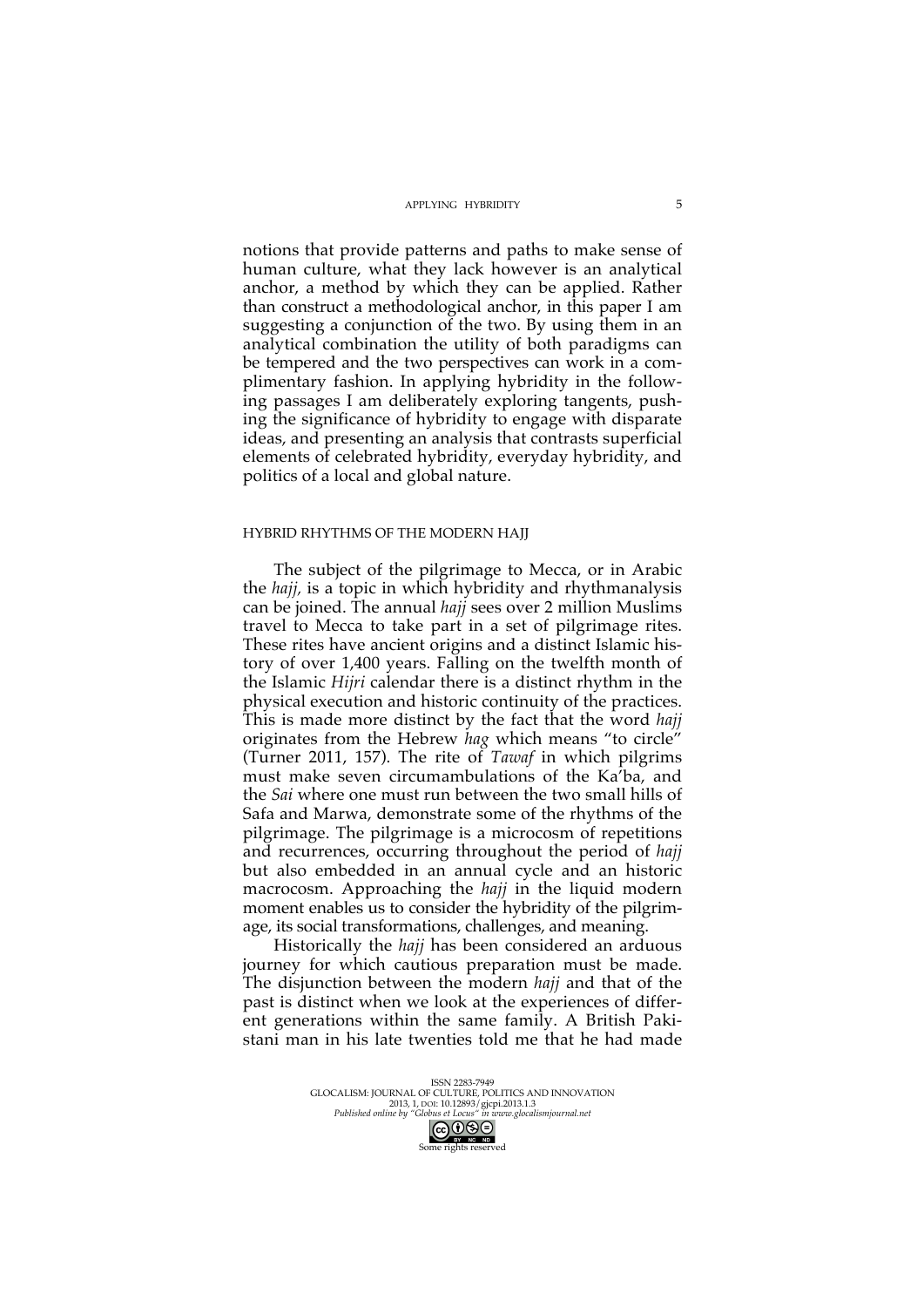notions that provide patterns and paths to make sense of human culture, what they lack however is an analytical anchor, a method by which they can be applied. Rather than construct a methodological anchor, in this paper I am suggesting a conjunction of the two. By using them in an analytical combination the utility of both paradigms can be tempered and the two perspectives can work in a complimentary fashion. In applying hybridity in the following passages I am deliberately exploring tangents, pushing the significance of hybridity to engage with disparate ideas, and presenting an analysis that contrasts superficial elements of celebrated hybridity, everyday hybridity, and politics of a local and global nature.

## HYBRID RHYTHMS OF THE MODERN HAJJ

The subject of the pilgrimage to Mecca, or in Arabic the *hajj*, is a topic in which hybridity and rhythmanalysis can be joined. The annual *hajj* sees over 2 million Muslims travel to Mecca to take part in a set of pilgrimage rites. These rites have ancient origins and a distinct Islamic history of over 1,400 years. Falling on the twelfth month of the Islamic *Hijri* calendar there is a distinct rhythm in the physical execution and historic continuity of the practices. This is made more distinct by the fact that the word *hajj* originates from the Hebrew *hag* which means "to circle" (Turner 2011, 157). The rite of *Tawaf* in which pilgrims must make seven circumambulations of the Ka'ba, and the *Sai* where one must run between the two small hills of Safa and Marwa, demonstrate some of the rhythms of the pilgrimage. The pilgrimage is a microcosm of repetitions and recurrences, occurring throughout the period of *hajj* but also embedded in an annual cycle and an historic macrocosm. Approaching the *hajj* in the liquid modern moment enables us to consider the hybridity of the pilgrimage, its social transformations, challenges, and meaning.

Historically the *hajj* has been considered an arduous journey for which cautious preparation must be made. The disjunction between the modern *hajj* and that of the past is distinct when we look at the experiences of different generations within the same family. A British Pakistani man in his late twenties told me that he had made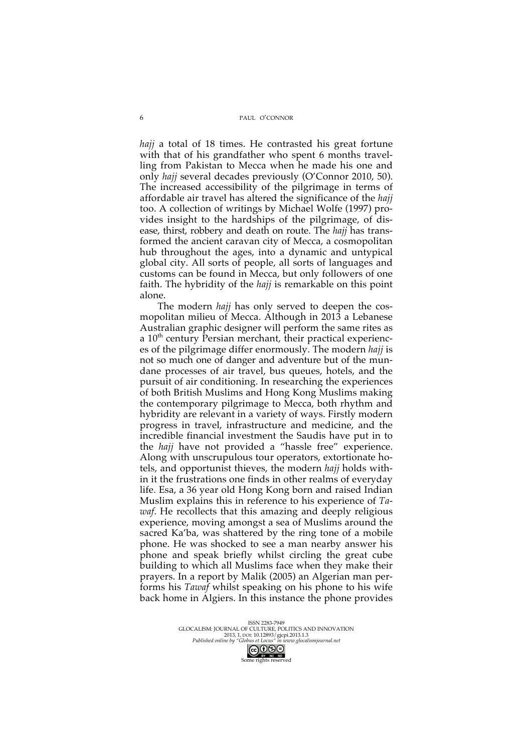*hajj* a total of 18 times. He contrasted his great fortune with that of his grandfather who spent 6 months travelling from Pakistan to Mecca when he made his one and only *hajj* several decades previously (O'Connor 2010, 50). The increased accessibility of the pilgrimage in terms of affordable air travel has altered the significance of the *hajj* too. A collection of writings by Michael Wolfe (1997) provides insight to the hardships of the pilgrimage, of disease, thirst, robbery and death on route. The *hajj* has transformed the ancient caravan city of Mecca, a cosmopolitan hub throughout the ages, into a dynamic and untypical global city. All sorts of people, all sorts of languages and customs can be found in Mecca, but only followers of one faith. The hybridity of the *hajj* is remarkable on this point alone.

The modern *hajj* has only served to deepen the cosmopolitan milieu of Mecca. Although in 2013 a Lebanese Australian graphic designer will perform the same rites as a 10th century Persian merchant, their practical experiences of the pilgrimage differ enormously. The modern *hajj* is not so much one of danger and adventure but of the mundane processes of air travel, bus queues, hotels, and the pursuit of air conditioning. In researching the experiences of both British Muslims and Hong Kong Muslims making the contemporary pilgrimage to Mecca, both rhythm and hybridity are relevant in a variety of ways. Firstly modern progress in travel, infrastructure and medicine, and the incredible financial investment the Saudis have put in to the *hajj* have not provided a "hassle free" experience. Along with unscrupulous tour operators, extortionate hotels, and opportunist thieves, the modern *hajj* holds within it the frustrations one finds in other realms of everyday life. Esa, a 36 year old Hong Kong born and raised Indian Muslim explains this in reference to his experience of *Tawaf*. He recollects that this amazing and deeply religious experience, moving amongst a sea of Muslims around the sacred Ka'ba, was shattered by the ring tone of a mobile phone. He was shocked to see a man nearby answer his phone and speak briefly whilst circling the great cube building to which all Muslims face when they make their prayers. In a report by Malik (2005) an Algerian man performs his *Tawaf* whilst speaking on his phone to his wife back home in Algiers. In this instance the phone provides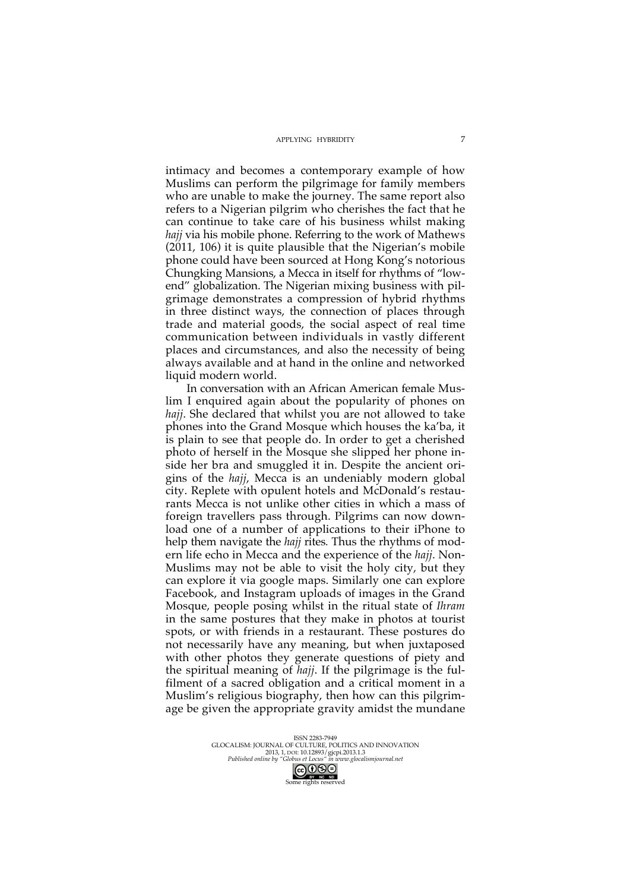intimacy and becomes a contemporary example of how Muslims can perform the pilgrimage for family members who are unable to make the journey. The same report also refers to a Nigerian pilgrim who cherishes the fact that he can continue to take care of his business whilst making *hajj* via his mobile phone. Referring to the work of Mathews (2011, 106) it is quite plausible that the Nigerian's mobile phone could have been sourced at Hong Kong's notorious Chungking Mansions, a Mecca in itself for rhythms of "low-end" globalization. The Nigerian mixing business with pilgrimage demonstrates a compression of hybrid rhythms in three distinct ways, the connection of places through trade and material goods, the social aspect of real time communication between individuals in vastly different places and circumstances, and also the necessity of being always available and at hand in the online and networked liquid modern world.

In conversation with an African American female Muslim I enquired again about the popularity of phones on *hajj*. She declared that whilst you are not allowed to take phones into the Grand Mosque which houses the ka'ba, it is plain to see that people do. In order to get a cherished photo of herself in the Mosque she slipped her phone inside her bra and smuggled it in. Despite the ancient origins of the *hajj*, Mecca is an undeniably modern global city. Replete with opulent hotels and McDonald's restaurants Mecca is not unlike other cities in which a mass of foreign travellers pass through. Pilgrims can now download one of a number of applications to their iPhone to help them navigate the *hajj* rites. Thus the rhythms of modern life echo in Mecca and the experience of the *hajj*. Non-Muslims may not be able to visit the holy city, but they can explore it via google maps. Similarly one can explore Facebook, and Instagram uploads of images in the Grand Mosque, people posing whilst in the ritual state of *Ihram* in the same postures that they make in photos at tourist spots, or with friends in a restaurant. These postures do not necessarily have any meaning, but when juxtaposed with other photos they generate questions of piety and the spiritual meaning of *hajj*. If the pilgrimage is the fulfilment of a sacred obligation and a critical moment in a Muslim's religious biography, then how can this pilgrimage be given the appropriate gravity amidst the mundane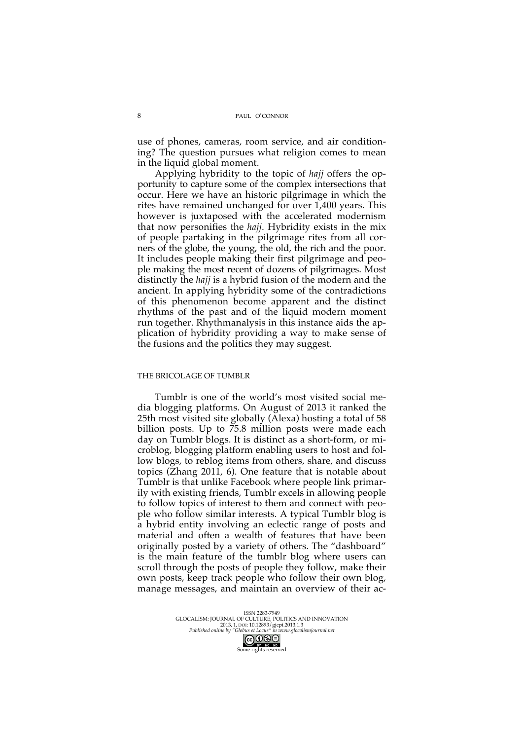use of phones, cameras, room service, and air conditioning? The question pursues what religion comes to mean in the liquid global moment.

Applying hybridity to the topic of *hajj* offers the opportunity to capture some of the complex intersections that occur. Here we have an historic pilgrimage in which the rites have remained unchanged for over 1,400 years. This however is juxtaposed with the accelerated modernism that now personifies the *hajj*. Hybridity exists in the mix of people partaking in the pilgrimage rites from all corners of the globe, the young, the old, the rich and the poor. It includes people making their first pilgrimage and people making the most recent of dozens of pilgrimages. Most distinctly the *hajj* is a hybrid fusion of the modern and the ancient. In applying hybridity some of the contradictions of this phenomenon become apparent and the distinct rhythms of the past and of the liquid modern moment run together. Rhythmanalysis in this instance aids the application of hybridity providing a way to make sense of the fusions and the politics they may suggest.

## THE BRICOLAGE OF TUMBLR

Tumblr is one of the world's most visited social media blogging platforms. On August of 2013 it ranked the 25th most visited site globally (Alexa) hosting a total of 58 billion posts. Up to 75.8 million posts were made each day on Tumblr blogs. It is distinct as a short-form, or microblog, blogging platform enabling users to host and follow blogs, to reblog items from others, share, and discuss topics (Zhang 2011, 6). One feature that is notable about Tumblr is that unlike Facebook where people link primarily with existing friends, Tumblr excels in allowing people to follow topics of interest to them and connect with people who follow similar interests. A typical Tumblr blog is a hybrid entity involving an eclectic range of posts and material and often a wealth of features that have been originally posted by a variety of others. The "dashboard" is the main feature of the tumblr blog where users can scroll through the posts of people they follow, make their own posts, keep track people who follow their own blog, manage messages, and maintain an overview of their ac-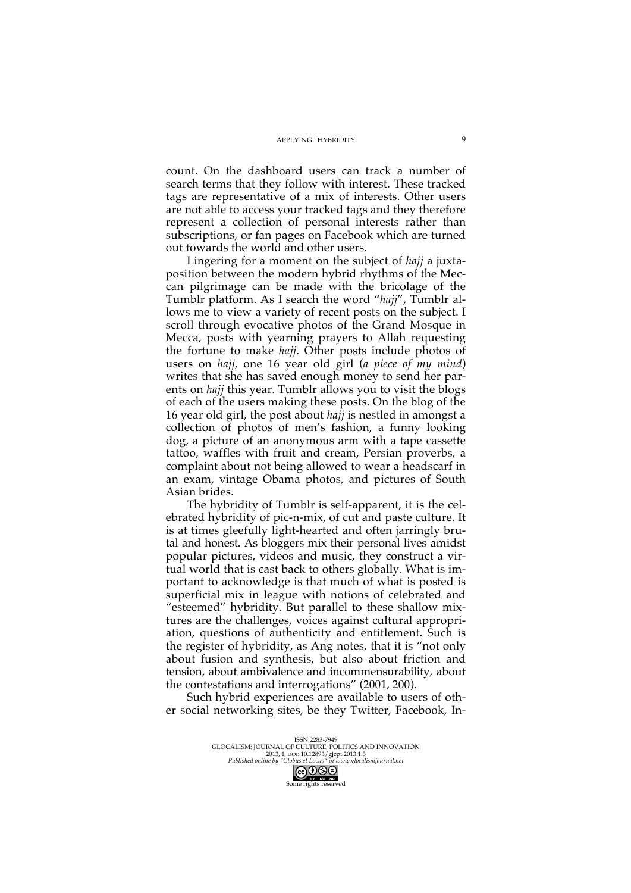count. On the dashboard users can track a number of search terms that they follow with interest. These tracked tags are representative of a mix of interests. Other users are not able to access your tracked tags and they therefore represent a collection of personal interests rather than subscriptions, or fan pages on Facebook which are turned out towards the world and other users.

Lingering for a moment on the subject of *hajj* a juxtaposition between the modern hybrid rhythms of the Meccan pilgrimage can be made with the bricolage of the Tumblr platform. As I search the word "*hajj*", Tumblr allows me to view a variety of recent posts on the subject. I scroll through evocative photos of the Grand Mosque in Mecca, posts with yearning prayers to Allah requesting the fortune to make *hajj*. Other posts include photos of users on *hajj*, one 16 year old girl (*a piece of my mind*) writes that she has saved enough money to send her parents on *hajj* this year. Tumblr allows you to visit the blogs of each of the users making these posts. On the blog of the 16 year old girl, the post about *hajj* is nestled in amongst a collection of photos of men's fashion, a funny looking dog, a picture of an anonymous arm with a tape cassette tattoo, waffles with fruit and cream, Persian proverbs, a complaint about not being allowed to wear a headscarf in an exam, vintage Obama photos, and pictures of South Asian brides.

The hybridity of Tumblr is self-apparent, it is the celebrated hybridity of pic-n-mix, of cut and paste culture. It is at times gleefully light-hearted and often jarringly brutal and honest. As bloggers mix their personal lives amidst popular pictures, videos and music, they construct a virtual world that is cast back to others globally. What is important to acknowledge is that much of what is posted is superficial mix in league with notions of celebrated and "esteemed" hybridity. But parallel to these shallow mixtures are the challenges, voices against cultural appropriation, questions of authenticity and entitlement. Such is the register of hybridity, as Ang notes, that it is "not only about fusion and synthesis, but also about friction and tension, about ambivalence and incommensurability, about the contestations and interrogations" (2001, 200).

Such hybrid experiences are available to users of other social networking sites, be they Twitter, Facebook, In-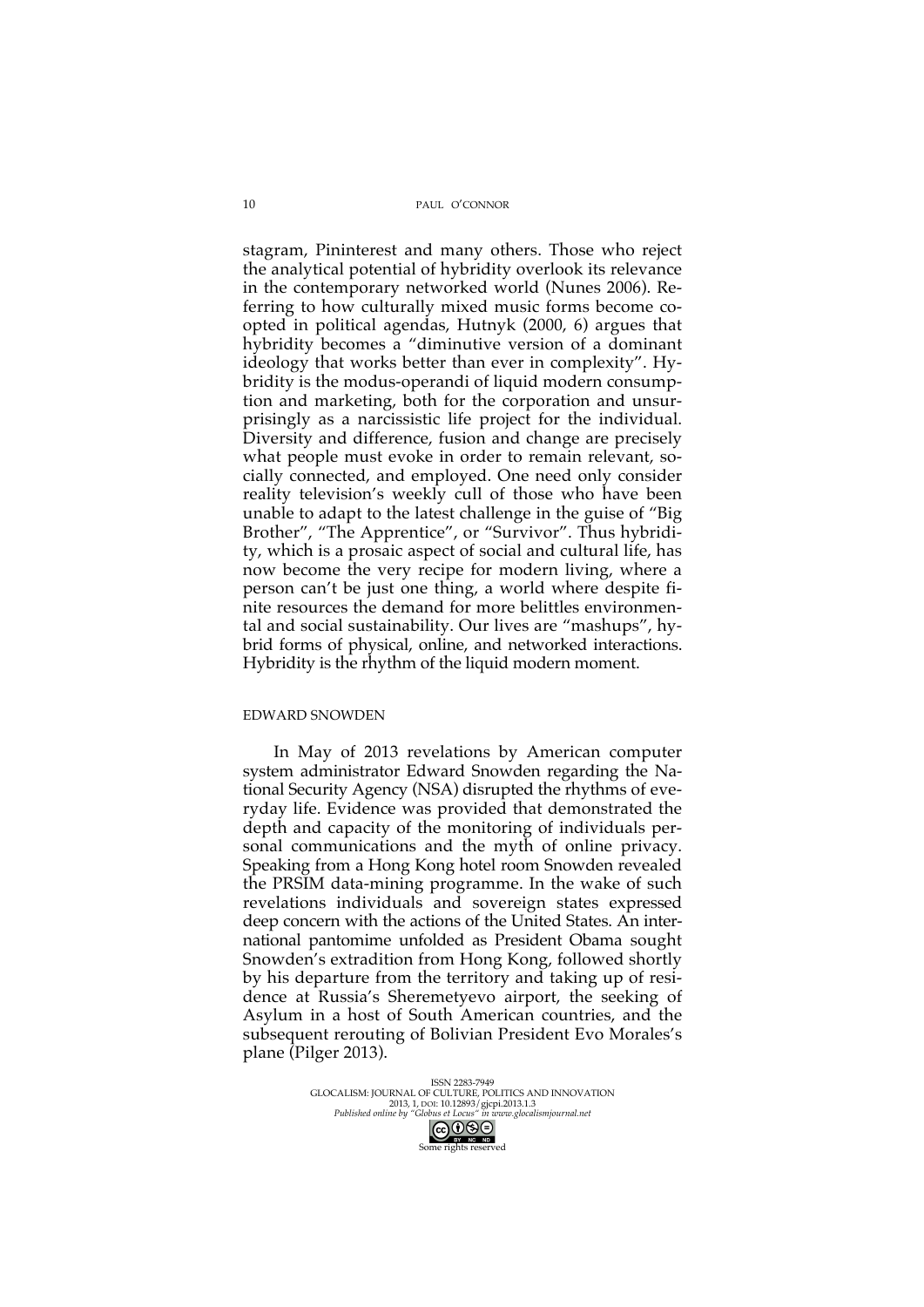stagram, Pininterest and many others. Those who reject the analytical potential of hybridity overlook its relevance in the contemporary networked world (Nunes 2006). Referring to how culturally mixed music forms become coopted in political agendas, Hutnyk (2000, 6) argues that hybridity becomes a "diminutive version of a dominant ideology that works better than ever in complexity". Hybridity is the modus-operandi of liquid modern consumption and marketing, both for the corporation and unsurprisingly as a narcissistic life project for the individual. Diversity and difference, fusion and change are precisely what people must evoke in order to remain relevant, socially connected, and employed. One need only consider reality television's weekly cull of those who have been unable to adapt to the latest challenge in the guise of "Big Brother", "The Apprentice", or "Survivor". Thus hybridity, which is a prosaic aspect of social and cultural life, has now become the very recipe for modern living, where a person can't be just one thing, a world where despite finite resources the demand for more belittles environmental and social sustainability. Our lives are "mashups", hybrid forms of physical, online, and networked interactions. Hybridity is the rhythm of the liquid modern moment.

## EDWARD SNOWDEN

In May of 2013 revelations by American computer system administrator Edward Snowden regarding the National Security Agency (NSA) disrupted the rhythms of everyday life. Evidence was provided that demonstrated the depth and capacity of the monitoring of individuals personal communications and the myth of online privacy. Speaking from a Hong Kong hotel room Snowden revealed the PRSIM data-mining programme. In the wake of such revelations individuals and sovereign states expressed deep concern with the actions of the United States. An international pantomime unfolded as President Obama sought Snowden's extradition from Hong Kong, followed shortly by his departure from the territory and taking up of residence at Russia's Sheremetyevo airport, the seeking of Asylum in a host of South American countries, and the subsequent rerouting of Bolivian President Evo Morales's plane (Pilger 2013).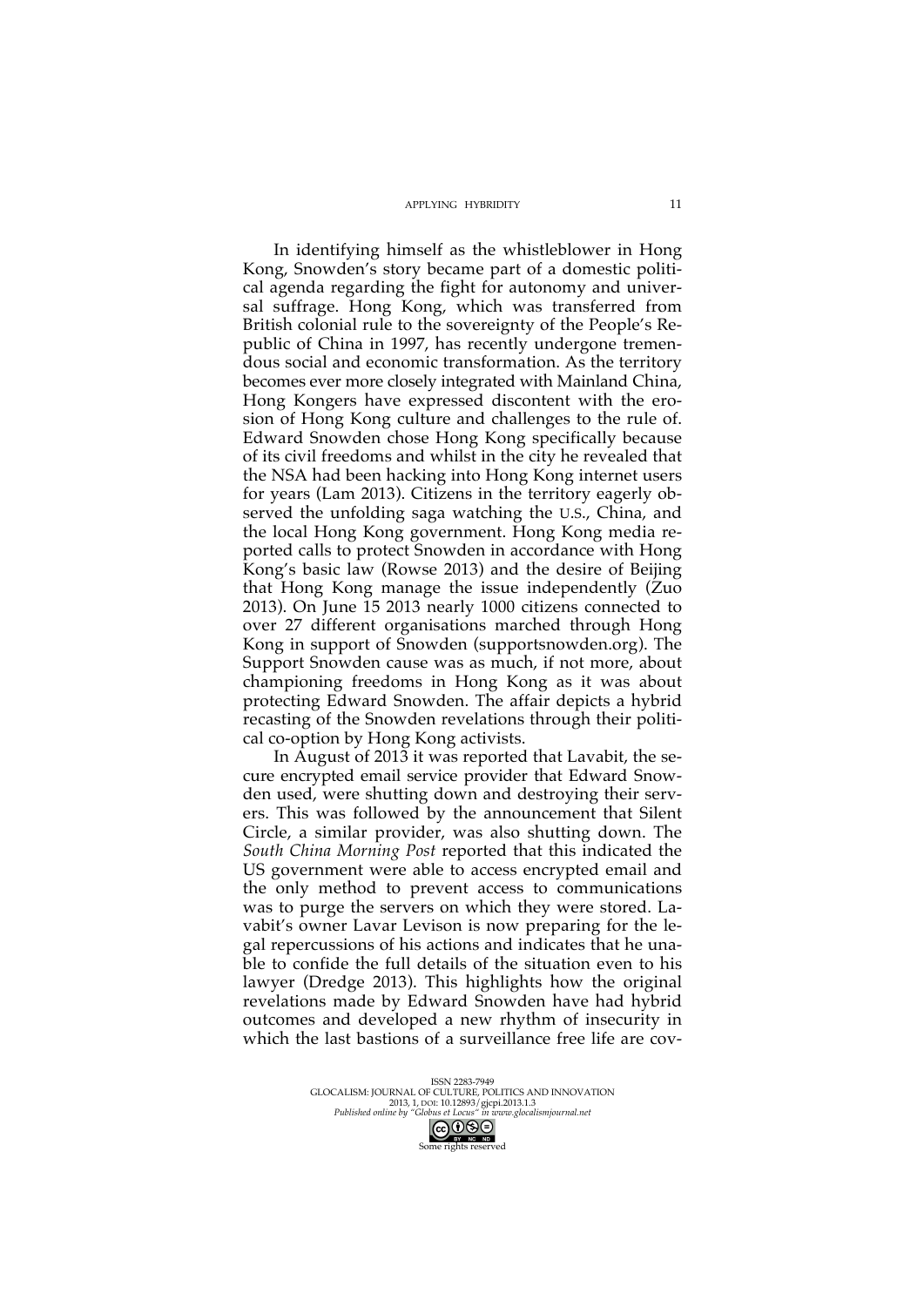In identifying himself as the whistleblower in Hong Kong, Snowden's story became part of a domestic political agenda regarding the fight for autonomy and universal suffrage. Hong Kong, which was transferred from British colonial rule to the sovereignty of the People's Republic of China in 1997, has recently undergone tremendous social and economic transformation. As the territory becomes ever more closely integrated with Mainland China, Hong Kongers have expressed discontent with the erosion of Hong Kong culture and challenges to the rule of. Edward Snowden chose Hong Kong specifically because of its civil freedoms and whilst in the city he revealed that the NSA had been hacking into Hong Kong internet users for years (Lam 2013). Citizens in the territory eagerly observed the unfolding saga watching the U.S., China, and the local Hong Kong government. Hong Kong media reported calls to protect Snowden in accordance with Hong Kong's basic law (Rowse 2013) and the desire of Beijing that Hong Kong manage the issue independently (Zuo 2013). On June 15 2013 nearly 1000 citizens connected to over 27 different organisations marched through Hong Kong in support of Snowden (supportsnowden.org). The Support Snowden cause was as much, if not more, about championing freedoms in Hong Kong as it was about protecting Edward Snowden. The affair depicts a hybrid recasting of the Snowden revelations through their political co-option by Hong Kong activists.

In August of 2013 it was reported that Lavabit, the secure encrypted email service provider that Edward Snowden used, were shutting down and destroying their servers. This was followed by the announcement that Silent Circle, a similar provider, was also shutting down. The *South China Morning Post* reported that this indicated the US government were able to access encrypted email and the only method to prevent access to communications was to purge the servers on which they were stored. Lavabit's owner Lavar Levison is now preparing for the legal repercussions of his actions and indicates that he unable to confide the full details of the situation even to his lawyer (Dredge 2013). This highlights how the original revelations made by Edward Snowden have had hybrid outcomes and developed a new rhythm of insecurity in which the last bastions of a surveillance free life are cov-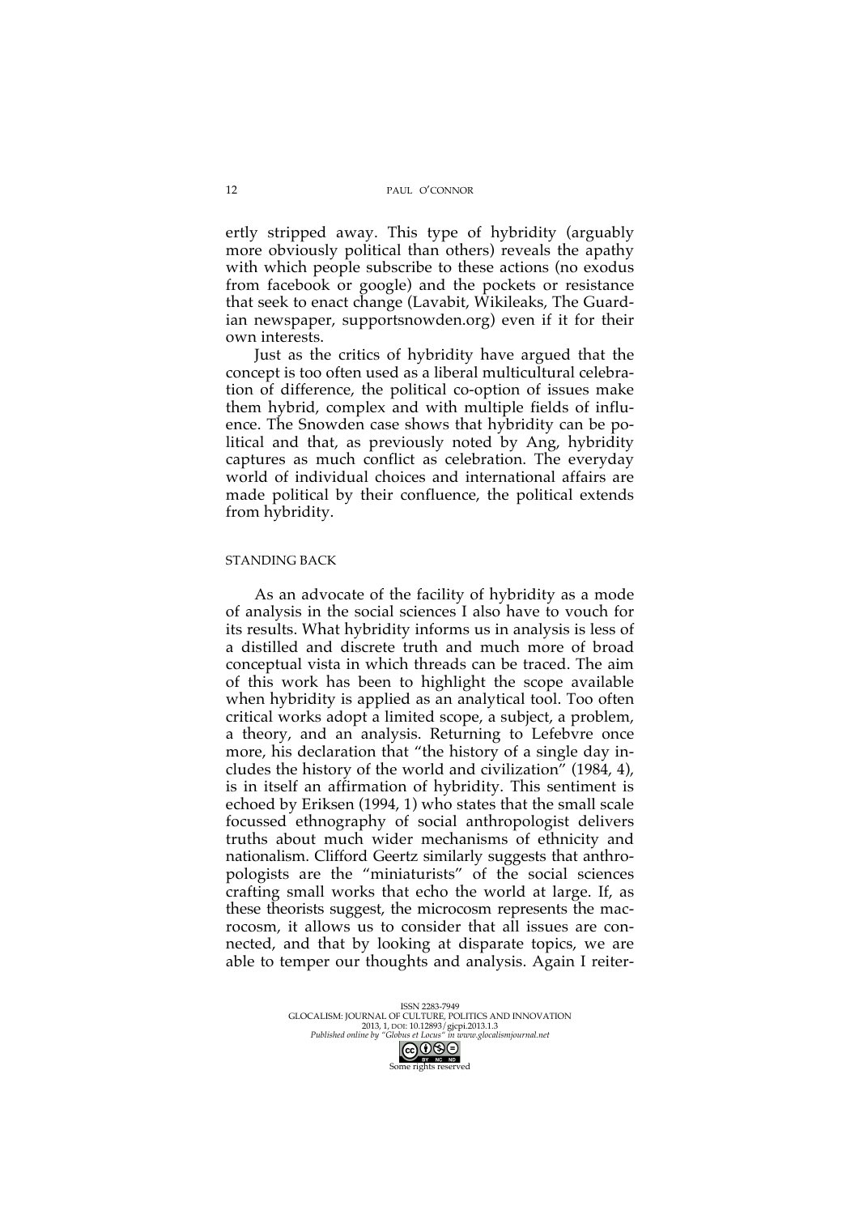ertly stripped away. This type of hybridity (arguably more obviously political than others) reveals the apathy with which people subscribe to these actions (no exodus from facebook or google) and the pockets or resistance that seek to enact change (Lavabit, Wikileaks, The Guardian newspaper, supportsnowden.org) even if it for their own interests.

Just as the critics of hybridity have argued that the concept is too often used as a liberal multicultural celebration of difference, the political co-option of issues make them hybrid, complex and with multiple fields of influence. The Snowden case shows that hybridity can be political and that, as previously noted by Ang, hybridity captures as much conflict as celebration. The everyday world of individual choices and international affairs are made political by their confluence, the political extends from hybridity.

## STANDING BACK

As an advocate of the facility of hybridity as a mode of analysis in the social sciences I also have to vouch for its results. What hybridity informs us in analysis is less of a distilled and discrete truth and much more of broad conceptual vista in which threads can be traced. The aim of this work has been to highlight the scope available when hybridity is applied as an analytical tool. Too often critical works adopt a limited scope, a subject, a problem, a theory, and an analysis. Returning to Lefebvre once more, his declaration that "the history of a single day includes the history of the world and civilization" (1984, 4), is in itself an affirmation of hybridity. This sentiment is echoed by Eriksen (1994, 1) who states that the small scale focussed ethnography of social anthropologist delivers truths about much wider mechanisms of ethnicity and nationalism. Clifford Geertz similarly suggests that anthropologists are the "miniaturists" of the social sciences crafting small works that echo the world at large. If, as these theorists suggest, the microcosm represents the macrocosm, it allows us to consider that all issues are connected, and that by looking at disparate topics, we are able to temper our thoughts and analysis. Again I reiter-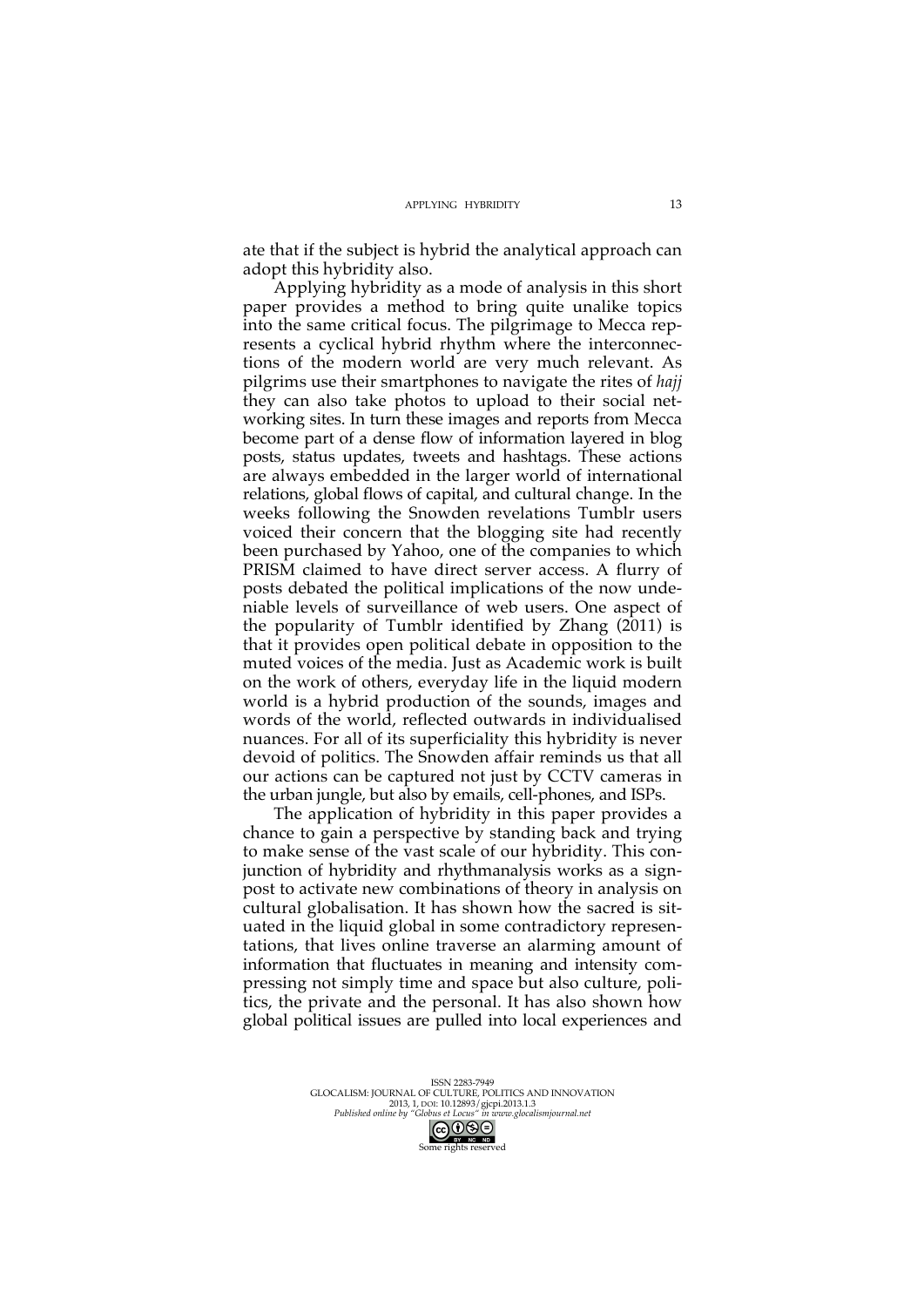ate that if the subject is hybrid the analytical approach can adopt this hybridity also.

Applying hybridity as a mode of analysis in this short paper provides a method to bring quite unalike topics into the same critical focus. The pilgrimage to Mecca represents a cyclical hybrid rhythm where the interconnections of the modern world are very much relevant. As pilgrims use their smartphones to navigate the rites of *hajj* they can also take photos to upload to their social networking sites. In turn these images and reports from Mecca become part of a dense flow of information layered in blog posts, status updates, tweets and hashtags. These actions are always embedded in the larger world of international relations, global flows of capital, and cultural change. In the weeks following the Snowden revelations Tumblr users voiced their concern that the blogging site had recently been purchased by Yahoo, one of the companies to which PRISM claimed to have direct server access. A flurry of posts debated the political implications of the now undeniable levels of surveillance of web users. One aspect of the popularity of Tumblr identified by Zhang (2011) is that it provides open political debate in opposition to the muted voices of the media. Just as Academic work is built on the work of others, everyday life in the liquid modern world is a hybrid production of the sounds, images and words of the world, reflected outwards in individualised nuances. For all of its superficiality this hybridity is never devoid of politics. The Snowden affair reminds us that all our actions can be captured not just by CCTV cameras in the urban jungle, but also by emails, cell-phones, and ISPs.

The application of hybridity in this paper provides a chance to gain a perspective by standing back and trying to make sense of the vast scale of our hybridity. This conjunction of hybridity and rhythmanalysis works as a signpost to activate new combinations of theory in analysis on cultural globalisation. It has shown how the sacred is situated in the liquid global in some contradictory representations, that lives online traverse an alarming amount of information that fluctuates in meaning and intensity compressing not simply time and space but also culture, politics, the private and the personal. It has also shown how global political issues are pulled into local experiences and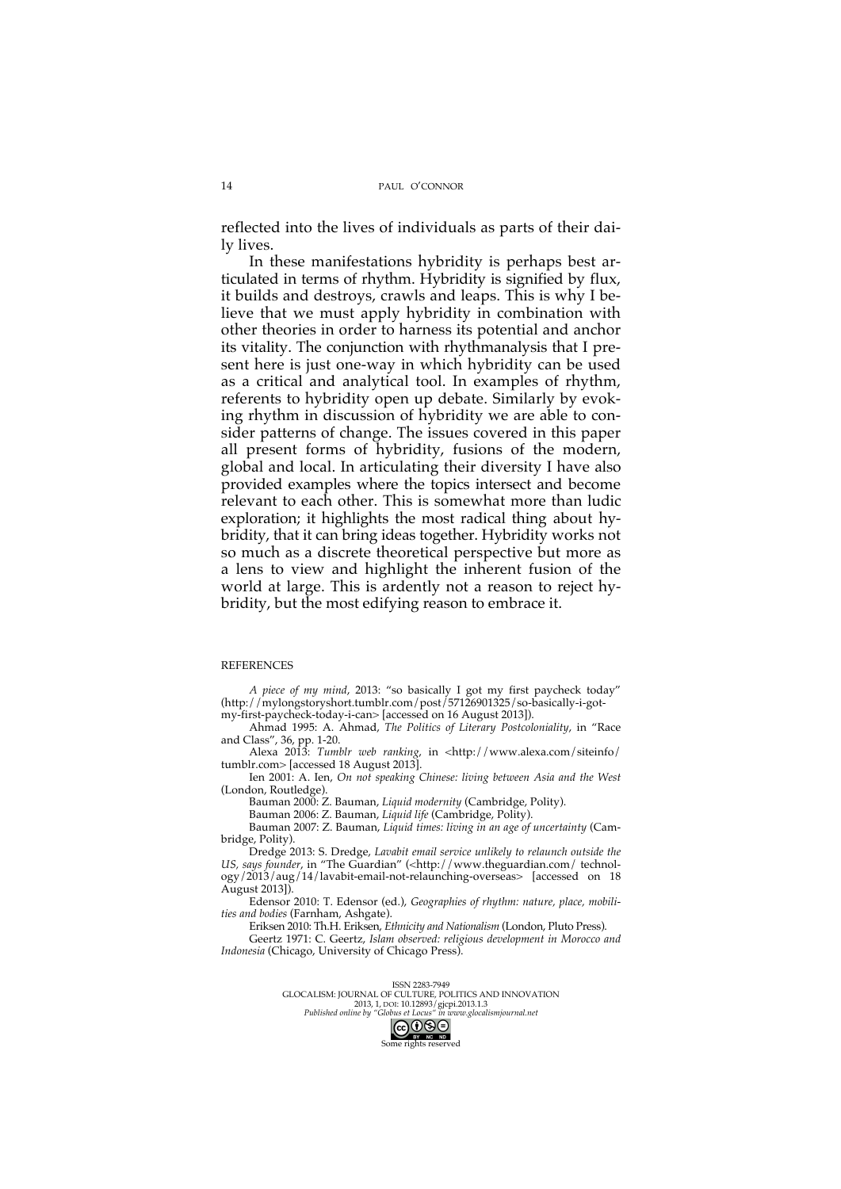reflected into the lives of individuals as parts of their daily lives.

In these manifestations hybridity is perhaps best articulated in terms of rhythm. Hybridity is signified by flux, it builds and destroys, crawls and leaps. This is why I believe that we must apply hybridity in combination with other theories in order to harness its potential and anchor its vitality. The conjunction with rhythmanalysis that I present here is just one-way in which hybridity can be used as a critical and analytical tool. In examples of rhythm, referents to hybridity open up debate. Similarly by evoking rhythm in discussion of hybridity we are able to consider patterns of change. The issues covered in this paper all present forms of hybridity, fusions of the modern, global and local. In articulating their diversity I have also provided examples where the topics intersect and become relevant to each other. This is somewhat more than ludic exploration; it highlights the most radical thing about hybridity, that it can bring ideas together. Hybridity works not so much as a discrete theoretical perspective but more as a lens to view and highlight the inherent fusion of the world at large. This is ardently not a reason to reject hybridity, but the most edifying reason to embrace it.

## REFERENCES

*A piece of my mind*, 2013: "so basically I got my first paycheck today" (http://mylongstoryshort.tumblr.com/post/57126901325/so-basically-i-got-my-first-paycheck-today-i-can> [accessed on 16 August 2013]).

Ahmad 1995: A. Ahmad, *The Politics of Literary Postcoloniality*, in "Race and Class", 36, pp. 1-20.

Alexa 2013: *Tumblr web ranking*, in <http://www.alexa.com/siteinfo/tumblr.com> [accessed 18 August 2013].

Ien 2001: A. Ien, *On not speaking Chinese: living between Asia and the West* (London, Routledge).

Bauman 2000: Z. Bauman, *Liquid modernity* (Cambridge, Polity).

Bauman 2006: Z. Bauman, *Liquid life* (Cambridge, Polity).

Bauman 2007: Z. Bauman, *Liquid times: living in an age of uncertainty* (Cambridge, Polity).

Dredge 2013: S. Dredge, *Lavabit email service unlikely to relaunch outside the US, says founder*, in "The Guardian" (<http://www.theguardian.com/technology/2013/aug/14/lavabit-email-not-relaunching-overseas> [accessed on 18 August 2013]).

Edensor 2010: T. Edensor (ed.), *Geographies of rhythm: nature, place, mobilities and bodies* (Farnham, Ashgate).

Eriksen 2010: Th.H. Eriksen, *Ethnicity and Nationalism* (London, Pluto Press).

Geertz 1971: C. Geertz, *Islam observed: religious development in Morocco and Indonesia* (Chicago, University of Chicago Press).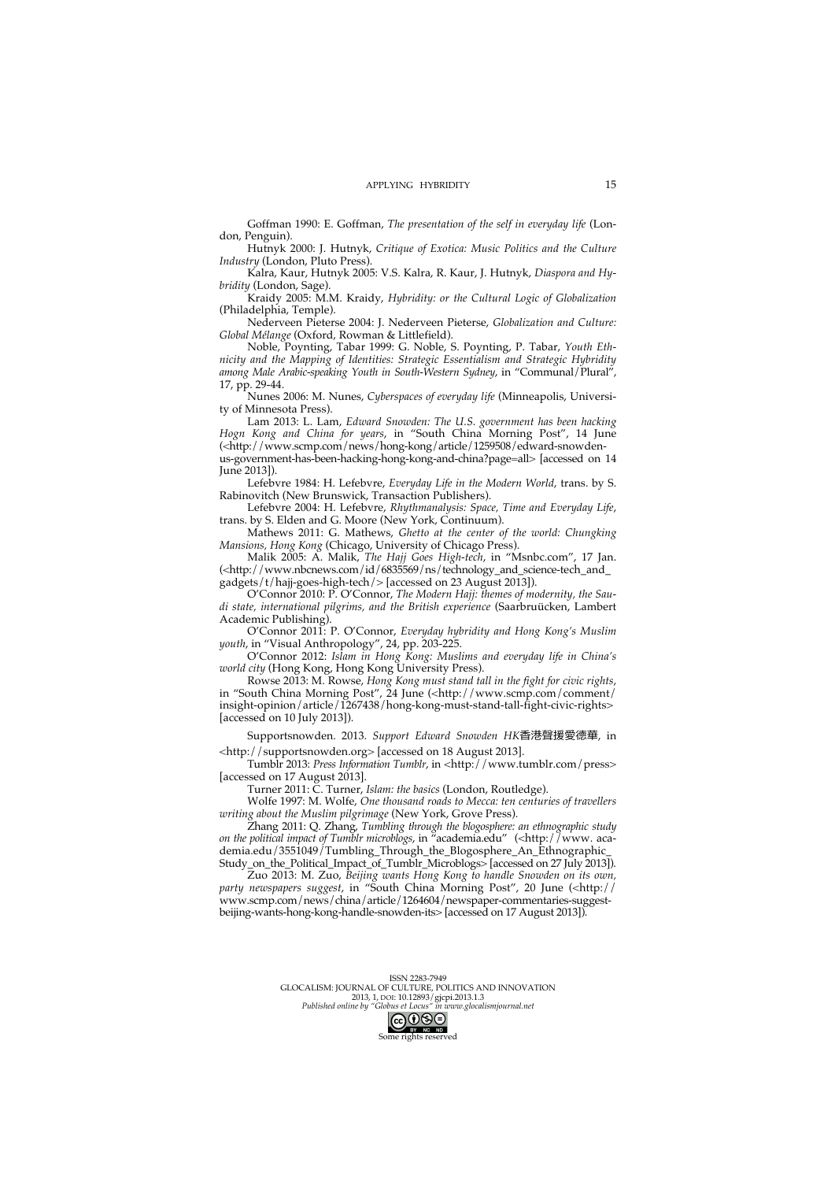Goffman 1990: E. Goffman, *The presentation of the self in everyday life* (London, Penguin).

Hutnyk 2000: J. Hutnyk, *Critique of Exotica: Music Politics and the Culture Industry* (London, Pluto Press).

Kalra, Kaur, Hutnyk 2005: V.S. Kalra, R. Kaur, J. Hutnyk, *Diaspora and Hybridity* (London, Sage).

Kraidy 2005: M.M. Kraidy, *Hybridity: or the Cultural Logic of Globalization* (Philadelphia, Temple).

Nederveen Pieterse 2004: J. Nederveen Pieterse, *Globalization and Culture: Global Mélange* (Oxford, Rowman & Littlefield).

Noble, Poynting, Tabar 1999: G. Noble, S. Poynting, P. Tabar, *Youth Ethnicity and the Mapping of Identities: Strategic Essentialism and Strategic Hybridity among Male Arabic-speaking Youth in South-Western Sydney*, in "Communal/Plural", 17, pp. 29-44.

Nunes 2006: M. Nunes, *Cyberspaces of everyday life* (Minneapolis, University of Minnesota Press).

Lam 2013: L. Lam, *Edward Snowden: The U.S. government has been hacking Hogn Kong and China for years*, in "South China Morning Post", 14 June (<http://www.scmp.com/news/hong-kong/article/1259508/edward-snowden-us-government-has-been-hacking-hong-kong-and-china?page=all> [accessed on 14 June 2013]).

Lefebvre 1984: H. Lefebvre, *Everyday Life in the Modern World*, trans. by S. Rabinovitch (New Brunswick, Transaction Publishers).

Lefebvre 2004: H. Lefebvre, *Rhythmanalysis: Space, Time and Everyday Life*, trans. by S. Elden and G. Moore (New York, Continuum).

Mathews 2011: G. Mathews, *Ghetto at the center of the world: Chungking Mansions, Hong Kong* (Chicago, University of Chicago Press).

Malik 2005: A. Malik, *The Hajj Goes High-tech*, in "Msnbc.com", 17 Jan. (<http://www.nbcnews.com/id/6835569/ns/technology_and_science-tech_and_gadgets/t/hajj-goes-high-tech/> [accessed on 23 August 2013]).

O'Connor 2010: P. O'Connor, *The Modern Hajj: themes of modernity, the Saudi state, international pilgrims, and the British experience* (Saarbrücken, Lambert Academic Publishing).

O'Connor 2011: P. O'Connor, *Everyday hybridity and Hong Kong's Muslim youth*, in "Visual Anthropology", 24, pp. 203-225.

O'Connor 2012: *Islam in Hong Kong: Muslims and everyday life in China's world city* (Hong Kong, Hong Kong University Press).

Rowse 2013: M. Rowse, *Hong Kong must stand tall in the fight for civic rights*, in "South China Morning Post", 24 June (<http://www.scmp.com/comment/insight-opinion/article/1267438/hong-kong-must-stand-tall-fight-civic-rights> [accessed on 10 July 2013]).

Supportsnowden. 2013. *Support Edward Snowden HK香港聲援愛德華*, in <http://supportsnowden.org> [accessed on 18 August 2013].

Tumblr 2013: *Press Information Tumblr*, in <http://www.tumblr.com/press> [accessed on 17 August 2013].

Turner 2011: C. Turner, *Islam: the basics* (London, Routledge).

Wolfe 1997: M. Wolfe, *One thousand roads to Mecca: ten centuries of travellers writing about the Muslim pilgrimage* (New York, Grove Press).

Zhang 2011: Q. Zhang, *Tumbling through the blogosphere: an ethnographic study on the political impact of Tumblr microblogs*, in "academia.edu" (<http://www.academia.edu/3551049/Tumbling_Through_the_Blogosphere_An_Ethnographic_Study_on_the_Political_Impact_of_Tumblr_Microblogs> [accessed on 27 July 2013]).

Zuo 2013: M. Zuo, *Beijing wants Hong Kong to handle Snowden on its own, party newspapers suggest*, in "South China Morning Post", 20 June (<http://www.scmp.com/news/china/article/1264604/newspaper-commentaries-suggest-beijing-wants-hong-kong-handle-snowden-its> [accessed on 17 August 2013]).